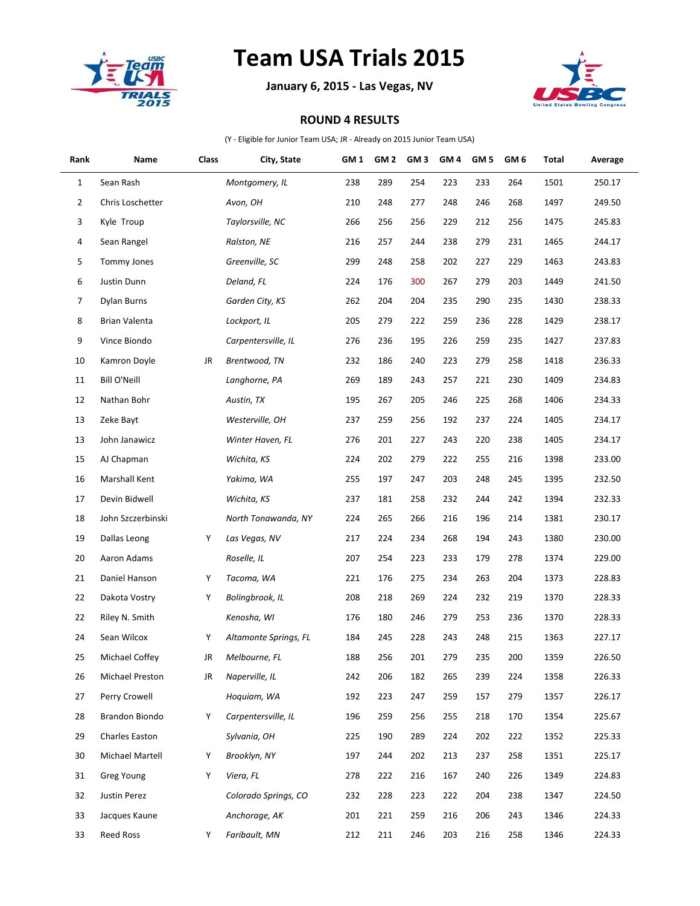# Team USA Trials 2015

**January 6, 2015 - Las Vegas, NV**

**ROUND 4 RESULTS**

(Y - Eligible for Junior Team USA; JR - Already on 2015 Junior Team USA)

| Rank | Name | Class | City, State | GM 1 | GM 2 | GM 3 | GM 4 | GM 5 | GM 6 | Total | Average |
|---|---|---|---|---|---|---|---|---|---|---|---|
| 1 | Sean Rash | | *Montgomery, IL* | 238 | 289 | 254 | 223 | 233 | 264 | 1501 | 250.17 |
| 2 | Chris Loschetter | | *Avon, OH* | 210 | 248 | 277 | 248 | 246 | 268 | 1497 | 249.50 |
| 3 | Kyle Troup | | *Taylorsville, NC* | 266 | 256 | 256 | 229 | 212 | 256 | 1475 | 245.83 |
| 4 | Sean Rangel | | *Ralston, NE* | 216 | 257 | 244 | 238 | 279 | 231 | 1465 | 244.17 |
| 5 | Tommy Jones | | *Greenville, SC* | 299 | 248 | 258 | 202 | 227 | 229 | 1463 | 243.83 |
| 6 | Justin Dunn | | *Deland, FL* | 224 | 176 | 300 | 267 | 279 | 203 | 1449 | 241.50 |
| 7 | Dylan Burns | | *Garden City, KS* | 262 | 204 | 204 | 235 | 290 | 235 | 1430 | 238.33 |
| 8 | Brian Valenta | | *Lockport, IL* | 205 | 279 | 222 | 259 | 236 | 228 | 1429 | 238.17 |
| 9 | Vince Biondo | | *Carpentersville, IL* | 276 | 236 | 195 | 226 | 259 | 235 | 1427 | 237.83 |
| 10 | Kamron Doyle | JR | *Brentwood, TN* | 232 | 186 | 240 | 223 | 279 | 258 | 1418 | 236.33 |
| 11 | Bill O'Neill | | *Langhorne, PA* | 269 | 189 | 243 | 257 | 221 | 230 | 1409 | 234.83 |
| 12 | Nathan Bohr | | *Austin, TX* | 195 | 267 | 205 | 246 | 225 | 268 | 1406 | 234.33 |
| 13 | Zeke Bayt | | *Westerville, OH* | 237 | 259 | 256 | 192 | 237 | 224 | 1405 | 234.17 |
| 13 | John Janawicz | | *Winter Haven, FL* | 276 | 201 | 227 | 243 | 220 | 238 | 1405 | 234.17 |
| 15 | AJ Chapman | | *Wichita, KS* | 224 | 202 | 279 | 222 | 255 | 216 | 1398 | 233.00 |
| 16 | Marshall Kent | | *Yakima, WA* | 255 | 197 | 247 | 203 | 248 | 245 | 1395 | 232.50 |
| 17 | Devin Bidwell | | *Wichita, KS* | 237 | 181 | 258 | 232 | 244 | 242 | 1394 | 232.33 |
| 18 | John Szczerbinski | | *North Tonawanda, NY* | 224 | 265 | 266 | 216 | 196 | 214 | 1381 | 230.17 |
| 19 | Dallas Leong | Y | *Las Vegas, NV* | 217 | 224 | 234 | 268 | 194 | 243 | 1380 | 230.00 |
| 20 | Aaron Adams | | *Roselle, IL* | 207 | 254 | 223 | 233 | 179 | 278 | 1374 | 229.00 |
| 21 | Daniel Hanson | Y | *Tacoma, WA* | 221 | 176 | 275 | 234 | 263 | 204 | 1373 | 228.83 |
| 22 | Dakota Vostry | Y | *Bolingbrook, IL* | 208 | 218 | 269 | 224 | 232 | 219 | 1370 | 228.33 |
| 22 | Riley N. Smith | | *Kenosha, WI* | 176 | 180 | 246 | 279 | 253 | 236 | 1370 | 228.33 |
| 24 | Sean Wilcox | Y | *Altamonte Springs, FL* | 184 | 245 | 228 | 243 | 248 | 215 | 1363 | 227.17 |
| 25 | Michael Coffey | JR | *Melbourne, FL* | 188 | 256 | 201 | 279 | 235 | 200 | 1359 | 226.50 |
| 26 | Michael Preston | JR | *Naperville, IL* | 242 | 206 | 182 | 265 | 239 | 224 | 1358 | 226.33 |
| 27 | Perry Crowell | | *Hoquiam, WA* | 192 | 223 | 247 | 259 | 157 | 279 | 1357 | 226.17 |
| 28 | Brandon Biondo | Y | *Carpentersville, IL* | 196 | 259 | 256 | 255 | 218 | 170 | 1354 | 225.67 |
| 29 | Charles Easton | | *Sylvania, OH* | 225 | 190 | 289 | 224 | 202 | 222 | 1352 | 225.33 |
| 30 | Michael Martell | Y | *Brooklyn, NY* | 197 | 244 | 202 | 213 | 237 | 258 | 1351 | 225.17 |
| 31 | Greg Young | Y | *Viera, FL* | 278 | 222 | 216 | 167 | 240 | 226 | 1349 | 224.83 |
| 32 | Justin Perez | | *Colorado Springs, CO* | 232 | 228 | 223 | 222 | 204 | 238 | 1347 | 224.50 |
| 33 | Jacques Kaune | | *Anchorage, AK* | 201 | 221 | 259 | 216 | 206 | 243 | 1346 | 224.33 |
| 33 | Reed Ross | Y | *Faribault, MN* | 212 | 211 | 246 | 203 | 216 | 258 | 1346 | 224.33 |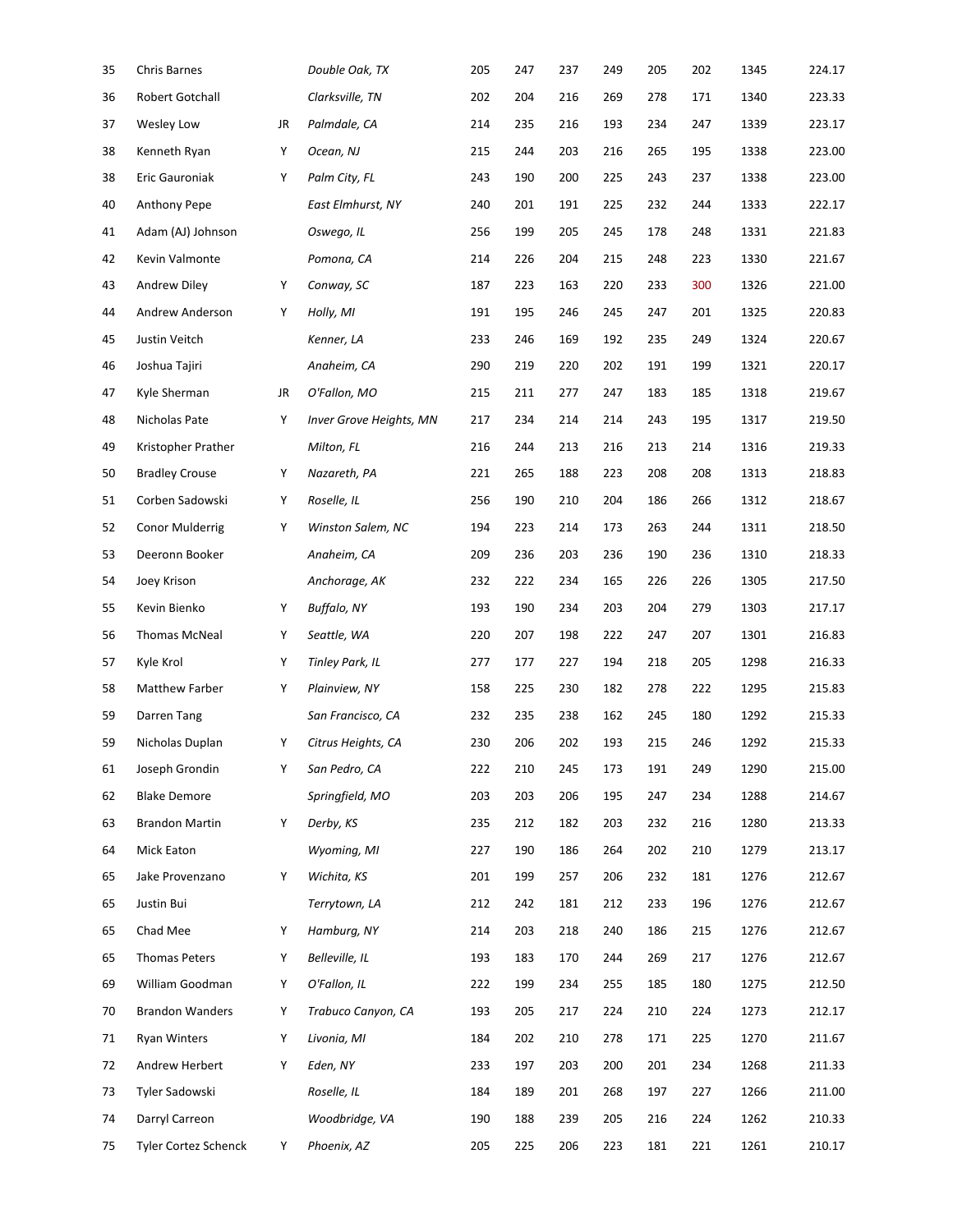| | | | | | | | | | | | |
|---|---|---|---|---|---|---|---|---|---|---|---|
| 35 | Chris Barnes | | *Double Oak, TX* | 205 | 247 | 237 | 249 | 205 | 202 | 1345 | 224.17 |
| 36 | Robert Gotchall | | *Clarksville, TN* | 202 | 204 | 216 | 269 | 278 | 171 | 1340 | 223.33 |
| 37 | Wesley Low | JR | *Palmdale, CA* | 214 | 235 | 216 | 193 | 234 | 247 | 1339 | 223.17 |
| 38 | Kenneth Ryan | Y | *Ocean, NJ* | 215 | 244 | 203 | 216 | 265 | 195 | 1338 | 223.00 |
| 38 | Eric Gauroniak | Y | *Palm City, FL* | 243 | 190 | 200 | 225 | 243 | 237 | 1338 | 223.00 |
| 40 | Anthony Pepe | | *East Elmhurst, NY* | 240 | 201 | 191 | 225 | 232 | 244 | 1333 | 222.17 |
| 41 | Adam (AJ) Johnson | | *Oswego, IL* | 256 | 199 | 205 | 245 | 178 | 248 | 1331 | 221.83 |
| 42 | Kevin Valmonte | | *Pomona, CA* | 214 | 226 | 204 | 215 | 248 | 223 | 1330 | 221.67 |
| 43 | Andrew Diley | Y | *Conway, SC* | 187 | 223 | 163 | 220 | 233 | 300 | 1326 | 221.00 |
| 44 | Andrew Anderson | Y | *Holly, MI* | 191 | 195 | 246 | 245 | 247 | 201 | 1325 | 220.83 |
| 45 | Justin Veitch | | *Kenner, LA* | 233 | 246 | 169 | 192 | 235 | 249 | 1324 | 220.67 |
| 46 | Joshua Tajiri | | *Anaheim, CA* | 290 | 219 | 220 | 202 | 191 | 199 | 1321 | 220.17 |
| 47 | Kyle Sherman | JR | *O'Fallon, MO* | 215 | 211 | 277 | 247 | 183 | 185 | 1318 | 219.67 |
| 48 | Nicholas Pate | Y | *Inver Grove Heights, MN* | 217 | 234 | 214 | 214 | 243 | 195 | 1317 | 219.50 |
| 49 | Kristopher Prather | | *Milton, FL* | 216 | 244 | 213 | 216 | 213 | 214 | 1316 | 219.33 |
| 50 | Bradley Crouse | Y | *Nazareth, PA* | 221 | 265 | 188 | 223 | 208 | 208 | 1313 | 218.83 |
| 51 | Corben Sadowski | Y | *Roselle, IL* | 256 | 190 | 210 | 204 | 186 | 266 | 1312 | 218.67 |
| 52 | Conor Mulderrig | Y | *Winston Salem, NC* | 194 | 223 | 214 | 173 | 263 | 244 | 1311 | 218.50 |
| 53 | Deeronn Booker | | *Anaheim, CA* | 209 | 236 | 203 | 236 | 190 | 236 | 1310 | 218.33 |
| 54 | Joey Krison | | *Anchorage, AK* | 232 | 222 | 234 | 165 | 226 | 226 | 1305 | 217.50 |
| 55 | Kevin Bienko | Y | *Buffalo, NY* | 193 | 190 | 234 | 203 | 204 | 279 | 1303 | 217.17 |
| 56 | Thomas McNeal | Y | *Seattle, WA* | 220 | 207 | 198 | 222 | 247 | 207 | 1301 | 216.83 |
| 57 | Kyle Krol | Y | *Tinley Park, IL* | 277 | 177 | 227 | 194 | 218 | 205 | 1298 | 216.33 |
| 58 | Matthew Farber | Y | *Plainview, NY* | 158 | 225 | 230 | 182 | 278 | 222 | 1295 | 215.83 |
| 59 | Darren Tang | | *San Francisco, CA* | 232 | 235 | 238 | 162 | 245 | 180 | 1292 | 215.33 |
| 59 | Nicholas Duplan | Y | *Citrus Heights, CA* | 230 | 206 | 202 | 193 | 215 | 246 | 1292 | 215.33 |
| 61 | Joseph Grondin | Y | *San Pedro, CA* | 222 | 210 | 245 | 173 | 191 | 249 | 1290 | 215.00 |
| 62 | Blake Demore | | *Springfield, MO* | 203 | 203 | 206 | 195 | 247 | 234 | 1288 | 214.67 |
| 63 | Brandon Martin | Y | *Derby, KS* | 235 | 212 | 182 | 203 | 232 | 216 | 1280 | 213.33 |
| 64 | Mick Eaton | | *Wyoming, MI* | 227 | 190 | 186 | 264 | 202 | 210 | 1279 | 213.17 |
| 65 | Jake Provenzano | Y | *Wichita, KS* | 201 | 199 | 257 | 206 | 232 | 181 | 1276 | 212.67 |
| 65 | Justin Bui | | *Terrytown, LA* | 212 | 242 | 181 | 212 | 233 | 196 | 1276 | 212.67 |
| 65 | Chad Mee | Y | *Hamburg, NY* | 214 | 203 | 218 | 240 | 186 | 215 | 1276 | 212.67 |
| 65 | Thomas Peters | Y | *Belleville, IL* | 193 | 183 | 170 | 244 | 269 | 217 | 1276 | 212.67 |
| 69 | William Goodman | Y | *O'Fallon, IL* | 222 | 199 | 234 | 255 | 185 | 180 | 1275 | 212.50 |
| 70 | Brandon Wanders | Y | *Trabuco Canyon, CA* | 193 | 205 | 217 | 224 | 210 | 224 | 1273 | 212.17 |
| 71 | Ryan Winters | Y | *Livonia, MI* | 184 | 202 | 210 | 278 | 171 | 225 | 1270 | 211.67 |
| 72 | Andrew Herbert | Y | *Eden, NY* | 233 | 197 | 203 | 200 | 201 | 234 | 1268 | 211.33 |
| 73 | Tyler Sadowski | | *Roselle, IL* | 184 | 189 | 201 | 268 | 197 | 227 | 1266 | 211.00 |
| 74 | Darryl Carreon | | *Woodbridge, VA* | 190 | 188 | 239 | 205 | 216 | 224 | 1262 | 210.33 |
| 75 | Tyler Cortez Schenck | Y | *Phoenix, AZ* | 205 | 225 | 206 | 223 | 181 | 221 | 1261 | 210.17 |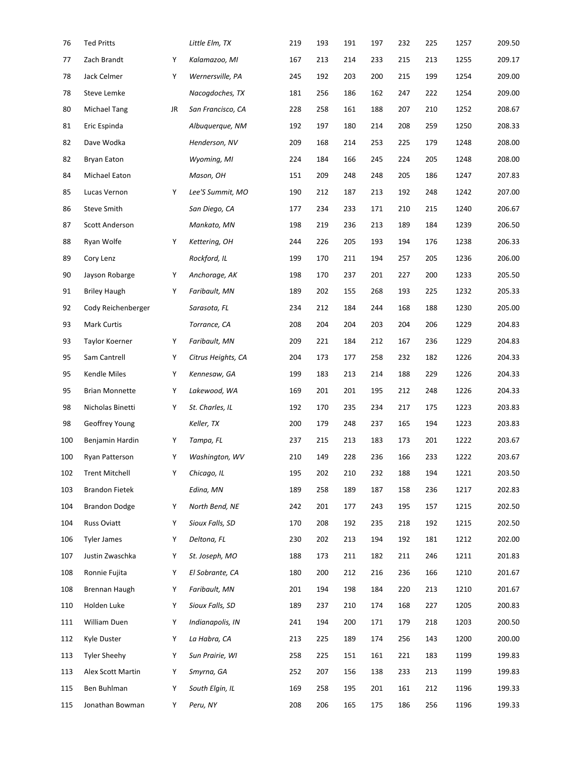| 76 | Ted Pritts | | *Little Elm, TX* | 219 | 193 | 191 | 197 | 232 | 225 | 1257 | 209.50 |
|---|---|---|---|---|---|---|---|---|---|---|---|
| 77 | Zach Brandt | Y | *Kalamazoo, MI* | 167 | 213 | 214 | 233 | 215 | 213 | 1255 | 209.17 |
| 78 | Jack Celmer | Y | *Wernersville, PA* | 245 | 192 | 203 | 200 | 215 | 199 | 1254 | 209.00 |
| 78 | Steve Lemke | | *Nacogdoches, TX* | 181 | 256 | 186 | 162 | 247 | 222 | 1254 | 209.00 |
| 80 | Michael Tang | JR | *San Francisco, CA* | 228 | 258 | 161 | 188 | 207 | 210 | 1252 | 208.67 |
| 81 | Eric Espinda | | *Albuquerque, NM* | 192 | 197 | 180 | 214 | 208 | 259 | 1250 | 208.33 |
| 82 | Dave Wodka | | *Henderson, NV* | 209 | 168 | 214 | 253 | 225 | 179 | 1248 | 208.00 |
| 82 | Bryan Eaton | | *Wyoming, MI* | 224 | 184 | 166 | 245 | 224 | 205 | 1248 | 208.00 |
| 84 | Michael Eaton | | *Mason, OH* | 151 | 209 | 248 | 248 | 205 | 186 | 1247 | 207.83 |
| 85 | Lucas Vernon | Y | *Lee'S Summit, MO* | 190 | 212 | 187 | 213 | 192 | 248 | 1242 | 207.00 |
| 86 | Steve Smith | | *San Diego, CA* | 177 | 234 | 233 | 171 | 210 | 215 | 1240 | 206.67 |
| 87 | Scott Anderson | | *Mankato, MN* | 198 | 219 | 236 | 213 | 189 | 184 | 1239 | 206.50 |
| 88 | Ryan Wolfe | Y | *Kettering, OH* | 244 | 226 | 205 | 193 | 194 | 176 | 1238 | 206.33 |
| 89 | Cory Lenz | | *Rockford, IL* | 199 | 170 | 211 | 194 | 257 | 205 | 1236 | 206.00 |
| 90 | Jayson Robarge | Y | *Anchorage, AK* | 198 | 170 | 237 | 201 | 227 | 200 | 1233 | 205.50 |
| 91 | Briley Haugh | Y | *Faribault, MN* | 189 | 202 | 155 | 268 | 193 | 225 | 1232 | 205.33 |
| 92 | Cody Reichenberger | | *Sarasota, FL* | 234 | 212 | 184 | 244 | 168 | 188 | 1230 | 205.00 |
| 93 | Mark Curtis | | *Torrance, CA* | 208 | 204 | 204 | 203 | 204 | 206 | 1229 | 204.83 |
| 93 | Taylor Koerner | Y | *Faribault, MN* | 209 | 221 | 184 | 212 | 167 | 236 | 1229 | 204.83 |
| 95 | Sam Cantrell | Y | *Citrus Heights, CA* | 204 | 173 | 177 | 258 | 232 | 182 | 1226 | 204.33 |
| 95 | Kendle Miles | Y | *Kennesaw, GA* | 199 | 183 | 213 | 214 | 188 | 229 | 1226 | 204.33 |
| 95 | Brian Monnette | Y | *Lakewood, WA* | 169 | 201 | 201 | 195 | 212 | 248 | 1226 | 204.33 |
| 98 | Nicholas Binetti | Y | *St. Charles, IL* | 192 | 170 | 235 | 234 | 217 | 175 | 1223 | 203.83 |
| 98 | Geoffrey Young | | *Keller, TX* | 200 | 179 | 248 | 237 | 165 | 194 | 1223 | 203.83 |
| 100 | Benjamin Hardin | Y | *Tampa, FL* | 237 | 215 | 213 | 183 | 173 | 201 | 1222 | 203.67 |
| 100 | Ryan Patterson | Y | *Washington, WV* | 210 | 149 | 228 | 236 | 166 | 233 | 1222 | 203.67 |
| 102 | Trent Mitchell | Y | *Chicago, IL* | 195 | 202 | 210 | 232 | 188 | 194 | 1221 | 203.50 |
| 103 | Brandon Fietek | | *Edina, MN* | 189 | 258 | 189 | 187 | 158 | 236 | 1217 | 202.83 |
| 104 | Brandon Dodge | Y | *North Bend, NE* | 242 | 201 | 177 | 243 | 195 | 157 | 1215 | 202.50 |
| 104 | Russ Oviatt | Y | *Sioux Falls, SD* | 170 | 208 | 192 | 235 | 218 | 192 | 1215 | 202.50 |
| 106 | Tyler James | Y | *Deltona, FL* | 230 | 202 | 213 | 194 | 192 | 181 | 1212 | 202.00 |
| 107 | Justin Zwaschka | Y | *St. Joseph, MO* | 188 | 173 | 211 | 182 | 211 | 246 | 1211 | 201.83 |
| 108 | Ronnie Fujita | Y | *El Sobrante, CA* | 180 | 200 | 212 | 216 | 236 | 166 | 1210 | 201.67 |
| 108 | Brennan Haugh | Y | *Faribault, MN* | 201 | 194 | 198 | 184 | 220 | 213 | 1210 | 201.67 |
| 110 | Holden Luke | Y | *Sioux Falls, SD* | 189 | 237 | 210 | 174 | 168 | 227 | 1205 | 200.83 |
| 111 | William Duen | Y | *Indianapolis, IN* | 241 | 194 | 200 | 171 | 179 | 218 | 1203 | 200.50 |
| 112 | Kyle Duster | Y | *La Habra, CA* | 213 | 225 | 189 | 174 | 256 | 143 | 1200 | 200.00 |
| 113 | Tyler Sheehy | Y | *Sun Prairie, WI* | 258 | 225 | 151 | 161 | 221 | 183 | 1199 | 199.83 |
| 113 | Alex Scott Martin | Y | *Smyrna, GA* | 252 | 207 | 156 | 138 | 233 | 213 | 1199 | 199.83 |
| 115 | Ben Buhlman | Y | *South Elgin, IL* | 169 | 258 | 195 | 201 | 161 | 212 | 1196 | 199.33 |
| 115 | Jonathan Bowman | Y | *Peru, NY* | 208 | 206 | 165 | 175 | 186 | 256 | 1196 | 199.33 |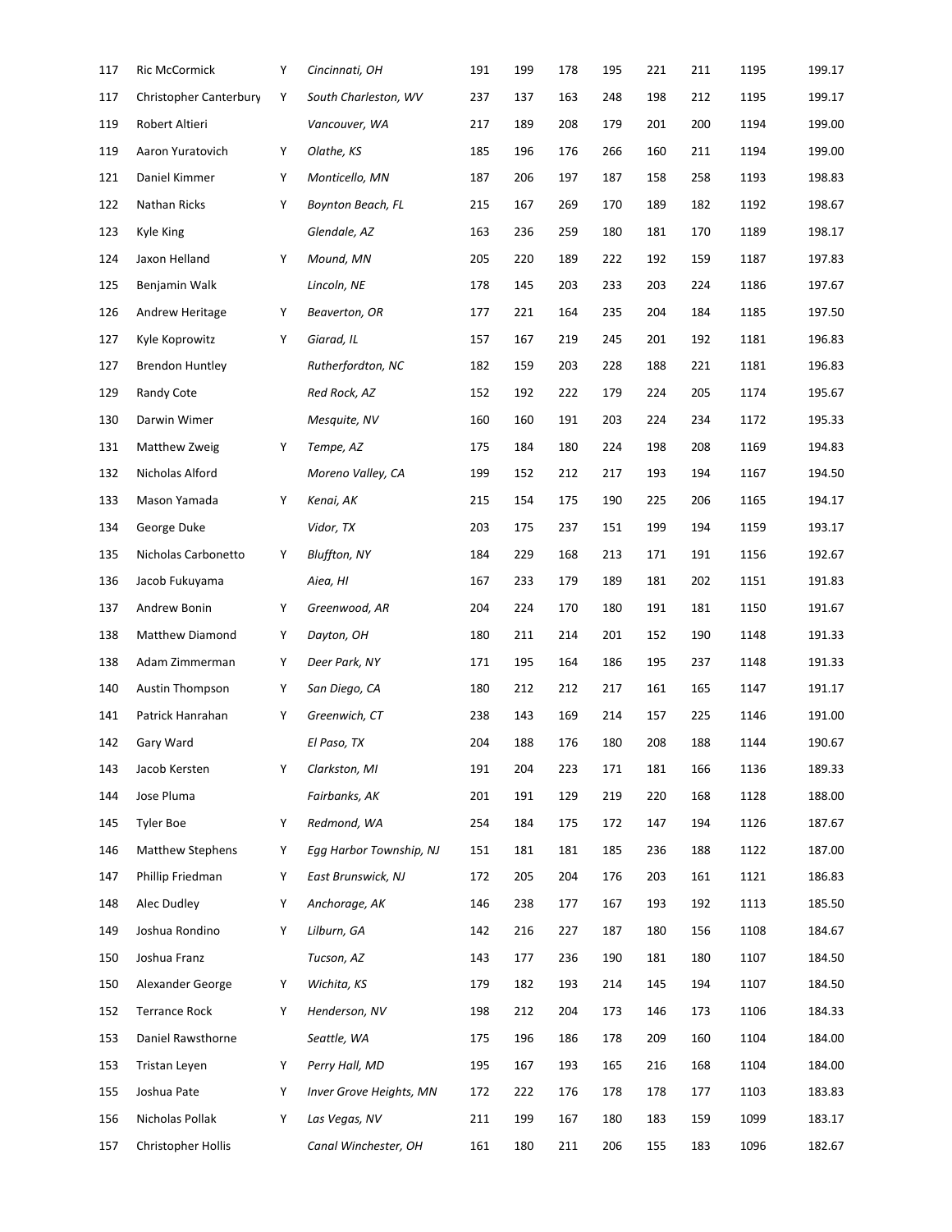| | | | | | | | | | | | |
|---|---|---|---|---|---|---|---|---|---|---|---|
| 117 | Ric McCormick | Y | *Cincinnati, OH* | 191 | 199 | 178 | 195 | 221 | 211 | 1195 | 199.17 |
| 117 | Christopher Canterbury | Y | *South Charleston, WV* | 237 | 137 | 163 | 248 | 198 | 212 | 1195 | 199.17 |
| 119 | Robert Altieri | | *Vancouver, WA* | 217 | 189 | 208 | 179 | 201 | 200 | 1194 | 199.00 |
| 119 | Aaron Yuratovich | Y | *Olathe, KS* | 185 | 196 | 176 | 266 | 160 | 211 | 1194 | 199.00 |
| 121 | Daniel Kimmer | Y | *Monticello, MN* | 187 | 206 | 197 | 187 | 158 | 258 | 1193 | 198.83 |
| 122 | Nathan Ricks | Y | *Boynton Beach, FL* | 215 | 167 | 269 | 170 | 189 | 182 | 1192 | 198.67 |
| 123 | Kyle King | | *Glendale, AZ* | 163 | 236 | 259 | 180 | 181 | 170 | 1189 | 198.17 |
| 124 | Jaxon Helland | Y | *Mound, MN* | 205 | 220 | 189 | 222 | 192 | 159 | 1187 | 197.83 |
| 125 | Benjamin Walk | | *Lincoln, NE* | 178 | 145 | 203 | 233 | 203 | 224 | 1186 | 197.67 |
| 126 | Andrew Heritage | Y | *Beaverton, OR* | 177 | 221 | 164 | 235 | 204 | 184 | 1185 | 197.50 |
| 127 | Kyle Koprowitz | Y | *Giarad, IL* | 157 | 167 | 219 | 245 | 201 | 192 | 1181 | 196.83 |
| 127 | Brendon Huntley | | *Rutherfordton, NC* | 182 | 159 | 203 | 228 | 188 | 221 | 1181 | 196.83 |
| 129 | Randy Cote | | *Red Rock, AZ* | 152 | 192 | 222 | 179 | 224 | 205 | 1174 | 195.67 |
| 130 | Darwin Wimer | | *Mesquite, NV* | 160 | 160 | 191 | 203 | 224 | 234 | 1172 | 195.33 |
| 131 | Matthew Zweig | Y | *Tempe, AZ* | 175 | 184 | 180 | 224 | 198 | 208 | 1169 | 194.83 |
| 132 | Nicholas Alford | | *Moreno Valley, CA* | 199 | 152 | 212 | 217 | 193 | 194 | 1167 | 194.50 |
| 133 | Mason Yamada | Y | *Kenai, AK* | 215 | 154 | 175 | 190 | 225 | 206 | 1165 | 194.17 |
| 134 | George Duke | | *Vidor, TX* | 203 | 175 | 237 | 151 | 199 | 194 | 1159 | 193.17 |
| 135 | Nicholas Carbonetto | Y | *Bluffton, NY* | 184 | 229 | 168 | 213 | 171 | 191 | 1156 | 192.67 |
| 136 | Jacob Fukuyama | | *Aiea, HI* | 167 | 233 | 179 | 189 | 181 | 202 | 1151 | 191.83 |
| 137 | Andrew Bonin | Y | *Greenwood, AR* | 204 | 224 | 170 | 180 | 191 | 181 | 1150 | 191.67 |
| 138 | Matthew Diamond | Y | *Dayton, OH* | 180 | 211 | 214 | 201 | 152 | 190 | 1148 | 191.33 |
| 138 | Adam Zimmerman | Y | *Deer Park, NY* | 171 | 195 | 164 | 186 | 195 | 237 | 1148 | 191.33 |
| 140 | Austin Thompson | Y | *San Diego, CA* | 180 | 212 | 212 | 217 | 161 | 165 | 1147 | 191.17 |
| 141 | Patrick Hanrahan | Y | *Greenwich, CT* | 238 | 143 | 169 | 214 | 157 | 225 | 1146 | 191.00 |
| 142 | Gary Ward | | *El Paso, TX* | 204 | 188 | 176 | 180 | 208 | 188 | 1144 | 190.67 |
| 143 | Jacob Kersten | Y | *Clarkston, MI* | 191 | 204 | 223 | 171 | 181 | 166 | 1136 | 189.33 |
| 144 | Jose Pluma | | *Fairbanks, AK* | 201 | 191 | 129 | 219 | 220 | 168 | 1128 | 188.00 |
| 145 | Tyler Boe | Y | *Redmond, WA* | 254 | 184 | 175 | 172 | 147 | 194 | 1126 | 187.67 |
| 146 | Matthew Stephens | Y | *Egg Harbor Township, NJ* | 151 | 181 | 181 | 185 | 236 | 188 | 1122 | 187.00 |
| 147 | Phillip Friedman | Y | *East Brunswick, NJ* | 172 | 205 | 204 | 176 | 203 | 161 | 1121 | 186.83 |
| 148 | Alec Dudley | Y | *Anchorage, AK* | 146 | 238 | 177 | 167 | 193 | 192 | 1113 | 185.50 |
| 149 | Joshua Rondino | Y | *Lilburn, GA* | 142 | 216 | 227 | 187 | 180 | 156 | 1108 | 184.67 |
| 150 | Joshua Franz | | *Tucson, AZ* | 143 | 177 | 236 | 190 | 181 | 180 | 1107 | 184.50 |
| 150 | Alexander George | Y | *Wichita, KS* | 179 | 182 | 193 | 214 | 145 | 194 | 1107 | 184.50 |
| 152 | Terrance Rock | Y | *Henderson, NV* | 198 | 212 | 204 | 173 | 146 | 173 | 1106 | 184.33 |
| 153 | Daniel Rawsthorne | | *Seattle, WA* | 175 | 196 | 186 | 178 | 209 | 160 | 1104 | 184.00 |
| 153 | Tristan Leyen | Y | *Perry Hall, MD* | 195 | 167 | 193 | 165 | 216 | 168 | 1104 | 184.00 |
| 155 | Joshua Pate | Y | *Inver Grove Heights, MN* | 172 | 222 | 176 | 178 | 178 | 177 | 1103 | 183.83 |
| 156 | Nicholas Pollak | Y | *Las Vegas, NV* | 211 | 199 | 167 | 180 | 183 | 159 | 1099 | 183.17 |
| 157 | Christopher Hollis | | *Canal Winchester, OH* | 161 | 180 | 211 | 206 | 155 | 183 | 1096 | 182.67 |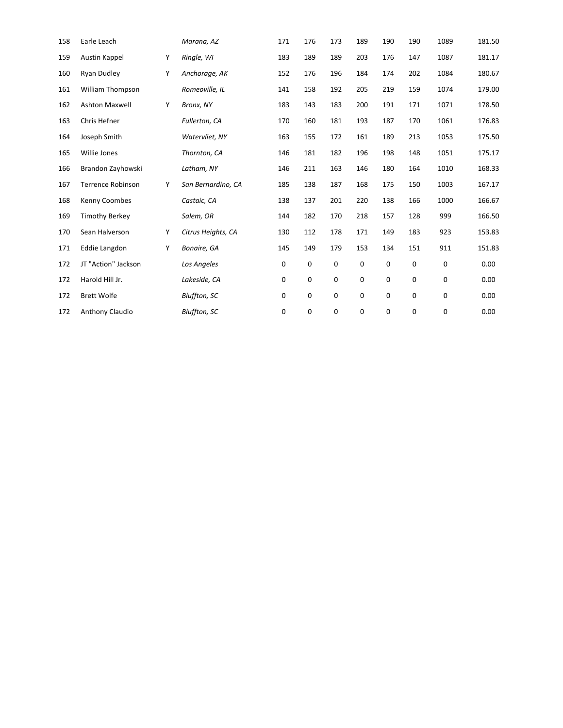| | | | | | | | | | | | |
|---|---|---|---|---|---|---|---|---|---|---|---|
| 158 | Earle Leach | | *Marana, AZ* | 171 | 176 | 173 | 189 | 190 | 190 | 1089 | 181.50 |
| 159 | Austin Kappel | Y | *Ringle, WI* | 183 | 189 | 189 | 203 | 176 | 147 | 1087 | 181.17 |
| 160 | Ryan Dudley | Y | *Anchorage, AK* | 152 | 176 | 196 | 184 | 174 | 202 | 1084 | 180.67 |
| 161 | William Thompson | | *Romeoville, IL* | 141 | 158 | 192 | 205 | 219 | 159 | 1074 | 179.00 |
| 162 | Ashton Maxwell | Y | *Bronx, NY* | 183 | 143 | 183 | 200 | 191 | 171 | 1071 | 178.50 |
| 163 | Chris Hefner | | *Fullerton, CA* | 170 | 160 | 181 | 193 | 187 | 170 | 1061 | 176.83 |
| 164 | Joseph Smith | | *Watervliet, NY* | 163 | 155 | 172 | 161 | 189 | 213 | 1053 | 175.50 |
| 165 | Willie Jones | | *Thornton, CA* | 146 | 181 | 182 | 196 | 198 | 148 | 1051 | 175.17 |
| 166 | Brandon Zayhowski | | *Latham, NY* | 146 | 211 | 163 | 146 | 180 | 164 | 1010 | 168.33 |
| 167 | Terrence Robinson | Y | *San Bernardino, CA* | 185 | 138 | 187 | 168 | 175 | 150 | 1003 | 167.17 |
| 168 | Kenny Coombes | | *Castaic, CA* | 138 | 137 | 201 | 220 | 138 | 166 | 1000 | 166.67 |
| 169 | Timothy Berkey | | *Salem, OR* | 144 | 182 | 170 | 218 | 157 | 128 | 999 | 166.50 |
| 170 | Sean Halverson | Y | *Citrus Heights, CA* | 130 | 112 | 178 | 171 | 149 | 183 | 923 | 153.83 |
| 171 | Eddie Langdon | Y | *Bonaire, GA* | 145 | 149 | 179 | 153 | 134 | 151 | 911 | 151.83 |
| 172 | JT "Action" Jackson | | *Los Angeles* | 0 | 0 | 0 | 0 | 0 | 0 | 0 | 0.00 |
| 172 | Harold Hill Jr. | | *Lakeside, CA* | 0 | 0 | 0 | 0 | 0 | 0 | 0 | 0.00 |
| 172 | Brett Wolfe | | *Bluffton, SC* | 0 | 0 | 0 | 0 | 0 | 0 | 0 | 0.00 |
| 172 | Anthony Claudio | | *Bluffton, SC* | 0 | 0 | 0 | 0 | 0 | 0 | 0 | 0.00 |